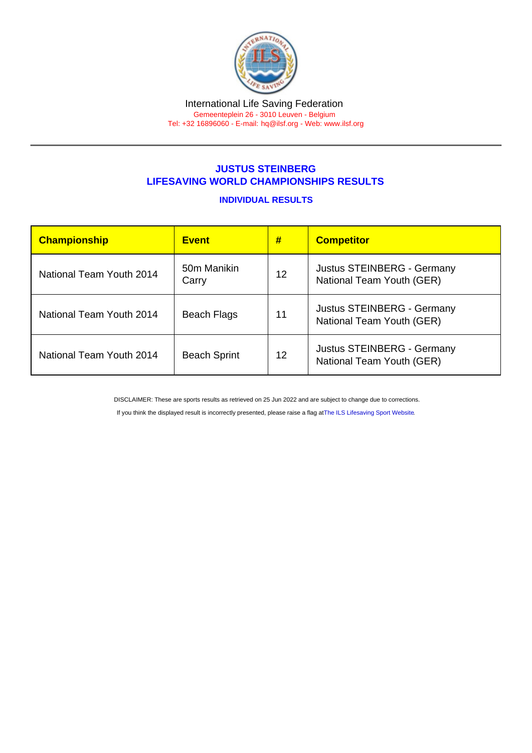International Life Saving Federation

Gemeenteplein 26 - 3010 Leuven - Belgium

Tel: +32 16896060 - E-mail: hq@ilsf.org - Web: www.ilsf.org

## JUSTUS STEINBERG
## LIFESAVING WORLD CHAMPIONSHIPS RESULTS

### INDIVIDUAL RESULTS

| Championship | Event | # | Competitor |
|---|---|---|---|
| National Team Youth 2014 | 50m Manikin Carry | 12 | Justus STEINBERG - Germany National Team Youth (GER) |
| National Team Youth 2014 | Beach Flags | 11 | Justus STEINBERG - Germany National Team Youth (GER) |
| National Team Youth 2014 | Beach Sprint | 12 | Justus STEINBERG - Germany National Team Youth (GER) |

DISCLAIMER: These are sports results as retrieved on 25 Jun 2022 and are subject to change due to corrections.

If you think the displayed result is incorrectly presented, please raise a flag at The ILS Lifesaving Sport Website.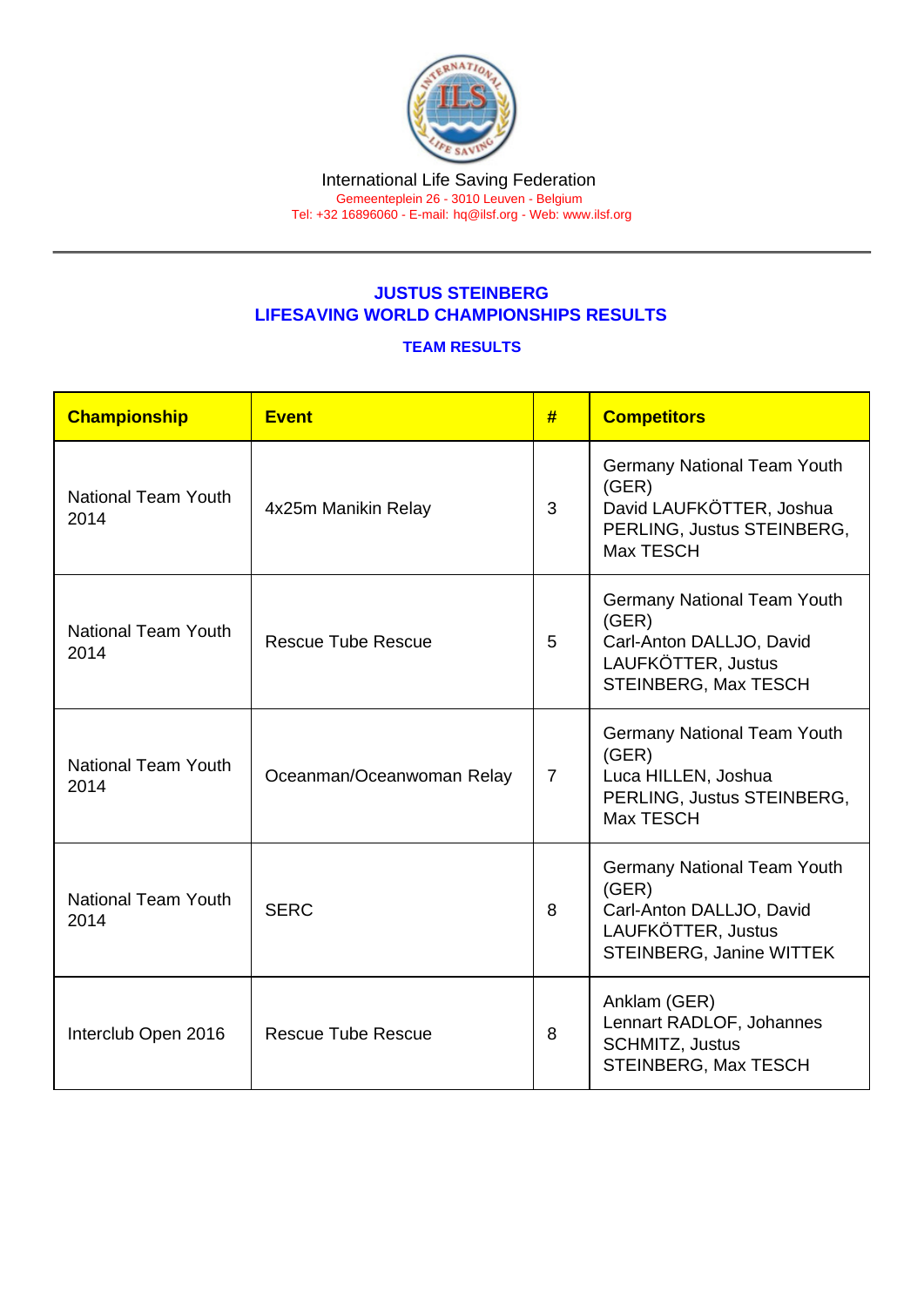International Life Saving Federation

Gemeenteplein 26 - 3010 Leuven - Belgium

Tel: +32 16896060 - E-mail: hq@ilsf.org - Web: www.ilsf.org

## JUSTUS STEINBERG
## LIFESAVING WORLD CHAMPIONSHIPS RESULTS

### TEAM RESULTS

| Championship | Event | # | Competitors |
|---|---|---|---|
| National Team Youth 2014 | 4x25m Manikin Relay | 3 | Germany National Team Youth (GER) David LAUFKÖTTER, Joshua PERLING, Justus STEINBERG, Max TESCH |
| National Team Youth 2014 | Rescue Tube Rescue | 5 | Germany National Team Youth (GER) Carl-Anton DALLJO, David LAUFKÖTTER, Justus STEINBERG, Max TESCH |
| National Team Youth 2014 | Oceanman/Oceanwoman Relay | 7 | Germany National Team Youth (GER) Luca HILLEN, Joshua PERLING, Justus STEINBERG, Max TESCH |
| National Team Youth 2014 | SERC | 8 | Germany National Team Youth (GER) Carl-Anton DALLJO, David LAUFKÖTTER, Justus STEINBERG, Janine WITTEK |
| Interclub Open 2016 | Rescue Tube Rescue | 8 | Anklam (GER) Lennart RADLOF, Johannes SCHMITZ, Justus STEINBERG, Max TESCH |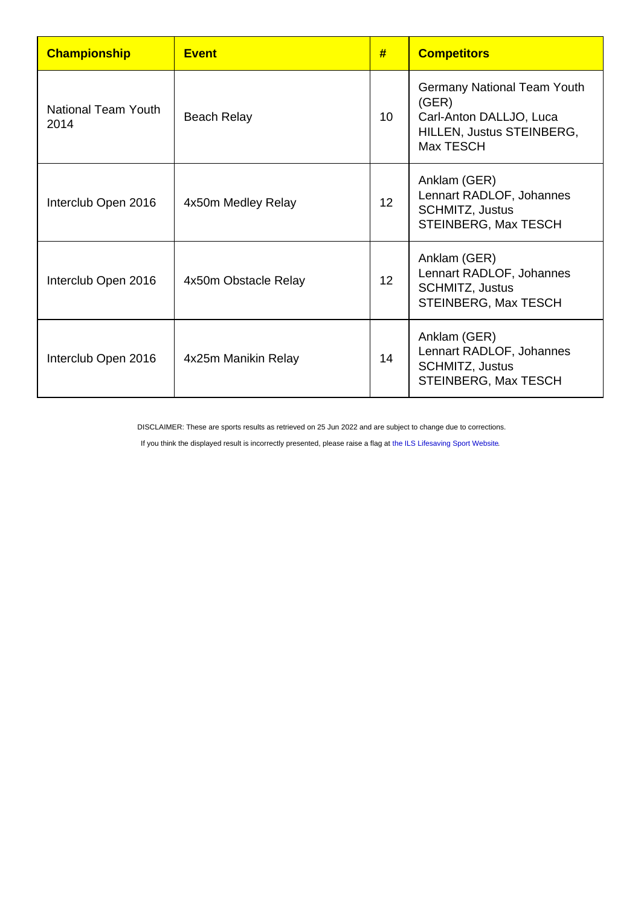| Championship | Event | # | Competitors |
|---|---|---|---|
| National Team Youth 2014 | Beach Relay | 10 | Germany National Team Youth (GER) Carl-Anton DALLJO, Luca HILLEN, Justus STEINBERG, Max TESCH |
| Interclub Open 2016 | 4x50m Medley Relay | 12 | Anklam (GER) Lennart RADLOF, Johannes SCHMITZ, Justus STEINBERG, Max TESCH |
| Interclub Open 2016 | 4x50m Obstacle Relay | 12 | Anklam (GER) Lennart RADLOF, Johannes SCHMITZ, Justus STEINBERG, Max TESCH |
| Interclub Open 2016 | 4x25m Manikin Relay | 14 | Anklam (GER) Lennart RADLOF, Johannes SCHMITZ, Justus STEINBERG, Max TESCH |

DISCLAIMER: These are sports results as retrieved on 25 Jun 2022 and are subject to change due to corrections.

If you think the displayed result is incorrectly presented, please raise a flag at the ILS Lifesaving Sport Website.